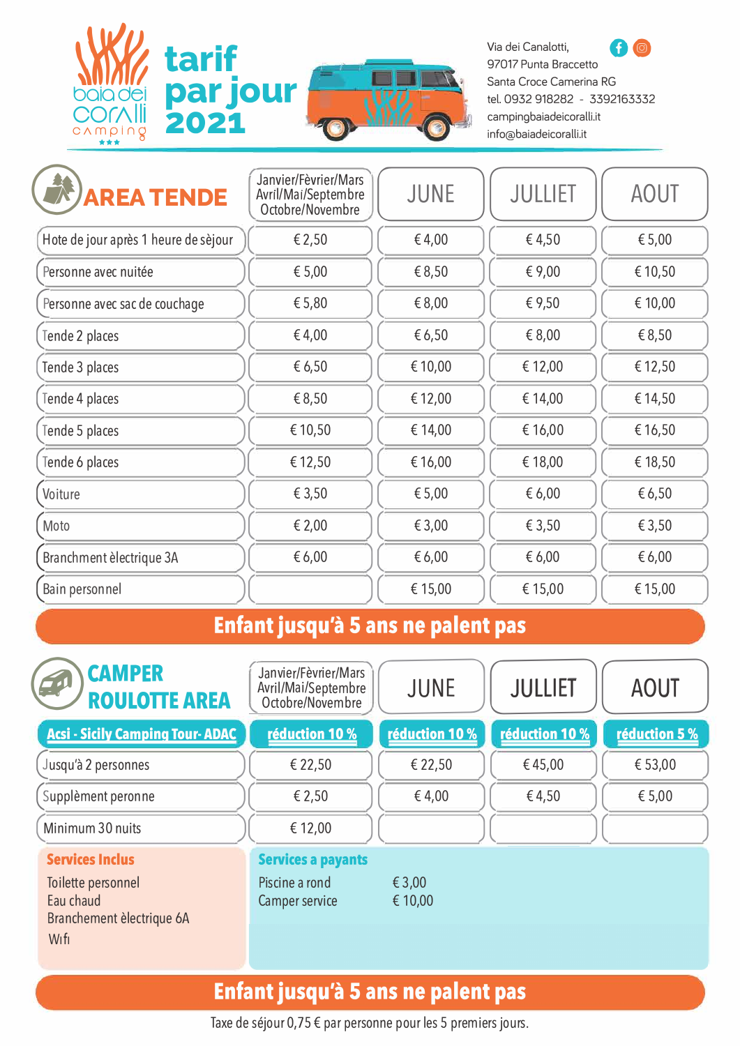baia dei corAlli camping ★★★

# tarif par jour 2021

Via dei Canalotti,
97017 Punta Braccetto
Santa Croce Camerina RG
tel. 0932 918282 - 3392163332
campingbaiadeicoralli.it
info@baiadeicoralli.it

## AREA TENDE

| AREA TENDE | Janvier/Fèvrier/Mars Avril/Mai/Septembre Octobre/Novembre | JUNE | JULLIET | AOUT |
|---|---|---|---|---|
| Hote de jour après 1 heure de sèjour | € 2,50 | € 4,00 | € 4,50 | € 5,00 |
| Personne avec nuitée | € 5,00 | € 8,50 | € 9,00 | € 10,50 |
| Personne avec sac de couchage | € 5,80 | € 8,00 | € 9,50 | € 10,00 |
| Tende 2 places | € 4,00 | € 6,50 | € 8,00 | € 8,50 |
| Tende 3 places | € 6,50 | € 10,00 | € 12,00 | € 12,50 |
| Tende 4 places | € 8,50 | € 12,00 | € 14,00 | € 14,50 |
| Tende 5 places | € 10,50 | € 14,00 | € 16,00 | € 16,50 |
| Tende 6 places | € 12,50 | € 16,00 | € 18,00 | € 18,50 |
| Voiture | € 3,50 | € 5,00 | € 6,00 | € 6,50 |
| Moto | € 2,00 | € 3,00 | € 3,50 | € 3,50 |
| Branchment èlectrique 3A | € 6,00 | € 6,00 | € 6,00 | € 6,00 |
| Bain personnel | | € 15,00 | € 15,00 | € 15,00 |

**Enfant jusqu'à 5 ans ne palent pas**

## CAMPER ROULOTTE AREA

| CAMPER ROULOTTE AREA | Janvier/Fèvrier/Mars Avril/Mai/Septembre Octobre/Novembre | JUNE | JULLIET | AOUT |
|---|---|---|---|---|
| Acsi - Sicily Camping Tour- ADAC | réduction 10 % | réduction 10 % | réduction 10 % | réduction 5 % |
| Jusqu'à 2 personnes | € 22,50 | € 22,50 | € 45,00 | € 53,00 |
| Supplèment peronne | € 2,50 | € 4,00 | € 4,50 | € 5,00 |
| Minimum 30 nuits | € 12,00 | | | |

**Services Inclus**

Toilette personnel
Eau chaud
Branchement èlectrique 6A
Wifi

**Services a payants**

| | |
|---|---|
| Piscine a rond | € 3,00 |
| Camper service | € 10,00 |

**Enfant jusqu'à 5 ans ne palent pas**

Taxe de séjour 0,75 € par personne pour les 5 premiers jours.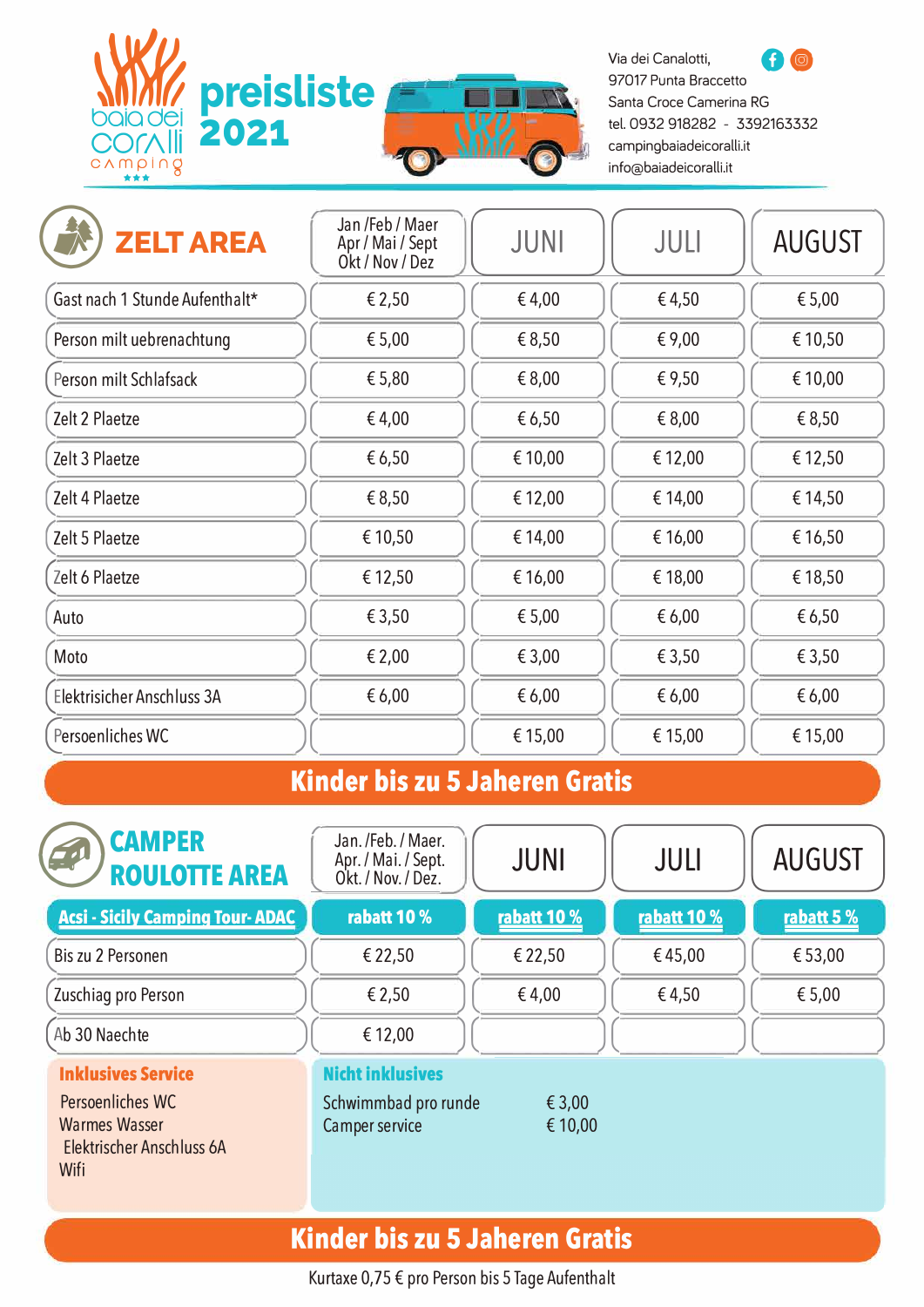baia dei coralli camping ★★★

# preisliste 2021

Via dei Canalotti,
97017 Punta Braccetto
Santa Croce Camerina RG
tel. 0932 918282 - 3392163332
campingbaiadeicoralli.it
info@baiadeicoralli.it

## ZELT AREA

| ZELT AREA | Jan /Feb / Maer Apr / Mai / Sept Okt / Nov / Dez | JUNI | JULI | AUGUST |
|---|---|---|---|---|
| Gast nach 1 Stunde Aufenthalt* | € 2,50 | € 4,00 | € 4,50 | € 5,00 |
| Person milt uebrenachtung | € 5,00 | € 8,50 | € 9,00 | € 10,50 |
| Person milt Schlafsack | € 5,80 | € 8,00 | € 9,50 | € 10,00 |
| Zelt 2 Plaetze | € 4,00 | € 6,50 | € 8,00 | € 8,50 |
| Zelt 3 Plaetze | € 6,50 | € 10,00 | € 12,00 | € 12,50 |
| Zelt 4 Plaetze | € 8,50 | € 12,00 | € 14,00 | € 14,50 |
| Zelt 5 Plaetze | € 10,50 | € 14,00 | € 16,00 | € 16,50 |
| Zelt 6 Plaetze | € 12,50 | € 16,00 | € 18,00 | € 18,50 |
| Auto | € 3,50 | € 5,00 | € 6,00 | € 6,50 |
| Moto | € 2,00 | € 3,00 | € 3,50 | € 3,50 |
| Elektrisicher Anschluss 3A | € 6,00 | € 6,00 | € 6,00 | € 6,00 |
| Persoenliches WC | | € 15,00 | € 15,00 | € 15,00 |

**Kinder bis zu 5 Jaheren Gratis**

## CAMPER ROULOTTE AREA

| CAMPER ROULOTTE AREA | Jan. /Feb. / Maer. Apr. / Mai. / Sept. Okt. / Nov. / Dez. | JUNI | JULI | AUGUST |
|---|---|---|---|---|
| Acsi - Sicily Camping Tour- ADAC | rabatt 10 % | rabatt 10 % | rabatt 10 % | rabatt 5 % |
| Bis zu 2 Personen | € 22,50 | € 22,50 | € 45,00 | € 53,00 |
| Zuschiag pro Person | € 2,50 | € 4,00 | € 4,50 | € 5,00 |
| Ab 30 Naechte | € 12,00 | | | |

**Inklusives Service**

Persoenliches WC
Warmes Wasser
Elektrischer Anschluss 6A
Wifi

**Nicht inklusives**

Schwimmbad pro runde € 3,00
Camper service € 10,00

**Kinder bis zu 5 Jaheren Gratis**

Kurtaxe 0,75 € pro Person bis 5 Tage Aufenthalt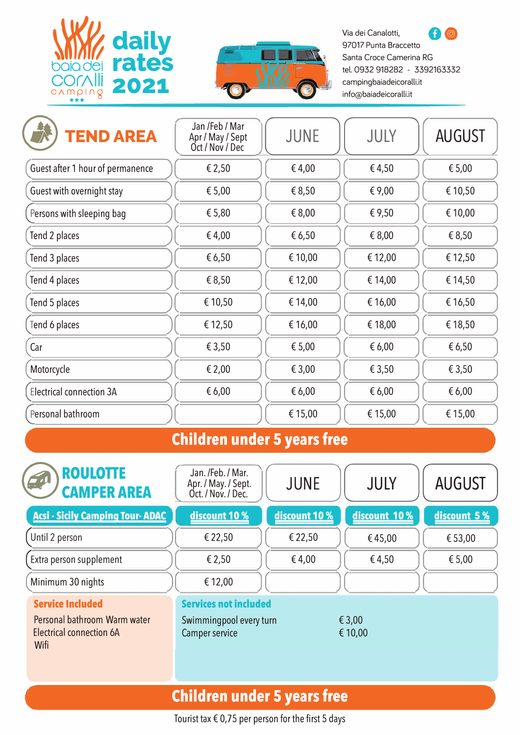# baia dei coralli camping ★★★

# daily rates 2021

Via dei Canalotti,
97017 Punta Braccetto
Santa Croce Camerina RG
tel. 0932 918282 - 3392163332
campingbaiadeicoralli.it
info@baiadeicoralli.it

## TEND AREA

| TEND AREA | Jan /Feb / Mar Apr / May / Sept Oct / Nov / Dec | JUNE | JULY | AUGUST |
|---|---|---|---|---|
| Guest after 1 hour of permanence | € 2,50 | € 4,00 | € 4,50 | € 5,00 |
| Guest with overnight stay | € 5,00 | € 8,50 | € 9,00 | € 10,50 |
| Persons with sleeping bag | € 5,80 | € 8,00 | € 9,50 | € 10,00 |
| Tend 2 places | € 4,00 | € 6,50 | € 8,00 | € 8,50 |
| Tend 3 places | € 6,50 | € 10,00 | € 12,00 | € 12,50 |
| Tend 4 places | € 8,50 | € 12,00 | € 14,00 | € 14,50 |
| Tend 5 places | € 10,50 | € 14,00 | € 16,00 | € 16,50 |
| Tend 6 places | € 12,50 | € 16,00 | € 18,00 | € 18,50 |
| Car | € 3,50 | € 5,00 | € 6,00 | € 6,50 |
| Motorcycle | € 2,00 | € 3,00 | € 3,50 | € 3,50 |
| Electrical connection 3A | € 6,00 | € 6,00 | € 6,00 | € 6,00 |
| Personal bathroom | | € 15,00 | € 15,00 | € 15,00 |

**Children under 5 years free**

## ROULOTTE CAMPER AREA

| ROULOTTE CAMPER AREA | Jan. /Feb. / Mar. Apr. / May. / Sept. Oct. / Nov. / Dec. | JUNE | JULY | AUGUST |
|---|---|---|---|---|
| Acsi - Sicily Camping Tour- ADAC | discount 10 % | discount 10 % | discount 10 % | discount 5 % |
| Until 2 person | € 22,50 | € 22,50 | € 45,00 | € 53,00 |
| Extra person supplement | € 2,50 | € 4,00 | € 4,50 | € 5,00 |
| Minimum 30 nights | € 12,00 | | | |

**Service Included**

Personal bathroom Warm water
Electrical connection 6A
Wifi

**Services not included**

| | |
|---|---|
| Swimmingpool every turn | € 3,00 |
| Camper service | € 10,00 |

**Children under 5 years free**

Tourist tax € 0,75 per person for the first 5 days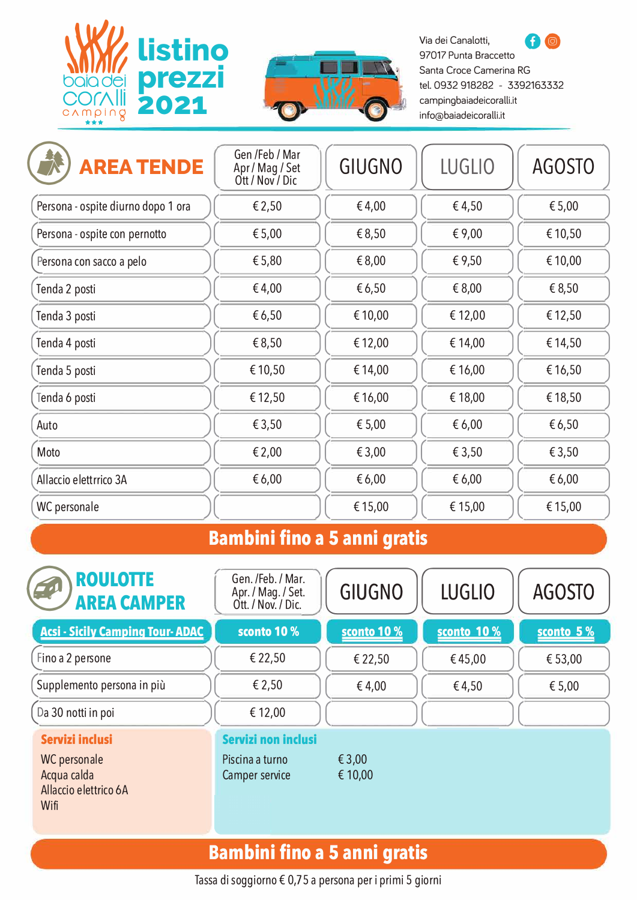baia dei coralli camping ★★★

# listino prezzi 2021

Via dei Canalotti,
97017 Punta Braccetto
Santa Croce Camerina RG
tel. 0932 918282 - 3392163332
campingbaiadeicoralli.it
info@baiadeicoralli.it

## AREA TENDE

| AREA TENDE | Gen /Feb / Mar Apr / Mag / Set Ott / Nov / Dic | GIUGNO | LUGLIO | AGOSTO |
|---|---|---|---|---|
| Persona - ospite diurno dopo 1 ora | € 2,50 | € 4,00 | € 4,50 | € 5,00 |
| Persona - ospite con pernotto | € 5,00 | € 8,50 | € 9,00 | € 10,50 |
| Persona con sacco a pelo | € 5,80 | € 8,00 | € 9,50 | € 10,00 |
| Tenda 2 posti | € 4,00 | € 6,50 | € 8,00 | € 8,50 |
| Tenda 3 posti | € 6,50 | € 10,00 | € 12,00 | € 12,50 |
| Tenda 4 posti | € 8,50 | € 12,00 | € 14,00 | € 14,50 |
| Tenda 5 posti | € 10,50 | € 14,00 | € 16,00 | € 16,50 |
| Tenda 6 posti | € 12,50 | € 16,00 | € 18,00 | € 18,50 |
| Auto | € 3,50 | € 5,00 | € 6,00 | € 6,50 |
| Moto | € 2,00 | € 3,00 | € 3,50 | € 3,50 |
| Allaccio elettrrico 3A | € 6,00 | € 6,00 | € 6,00 | € 6,00 |
| WC personale | | € 15,00 | € 15,00 | € 15,00 |

**Bambini fino a 5 anni gratis**

## ROULOTTE AREA CAMPER

| ROULOTTE AREA CAMPER | Gen. /Feb. / Mar. Apr. / Mag. / Set. Ott. / Nov. / Dic. | GIUGNO | LUGLIO | AGOSTO |
|---|---|---|---|---|
| Acsi - Sicily Camping Tour- ADAC | sconto 10 % | sconto 10 % | sconto 10 % | sconto 5 % |
| Fino a 2 persone | € 22,50 | € 22,50 | € 45,00 | € 53,00 |
| Supplemento persona in più | € 2,50 | € 4,00 | € 4,50 | € 5,00 |
| Da 30 notti in poi | € 12,00 | | | |

**Servizi inclusi**

WC personale
Acqua calda
Allaccio elettrico 6A
Wifi

**Servizi non inclusi**

Piscina a turno € 3,00
Camper service € 10,00

**Bambini fino a 5 anni gratis**

Tassa di soggiorno € 0,75 a persona per i primi 5 giorni